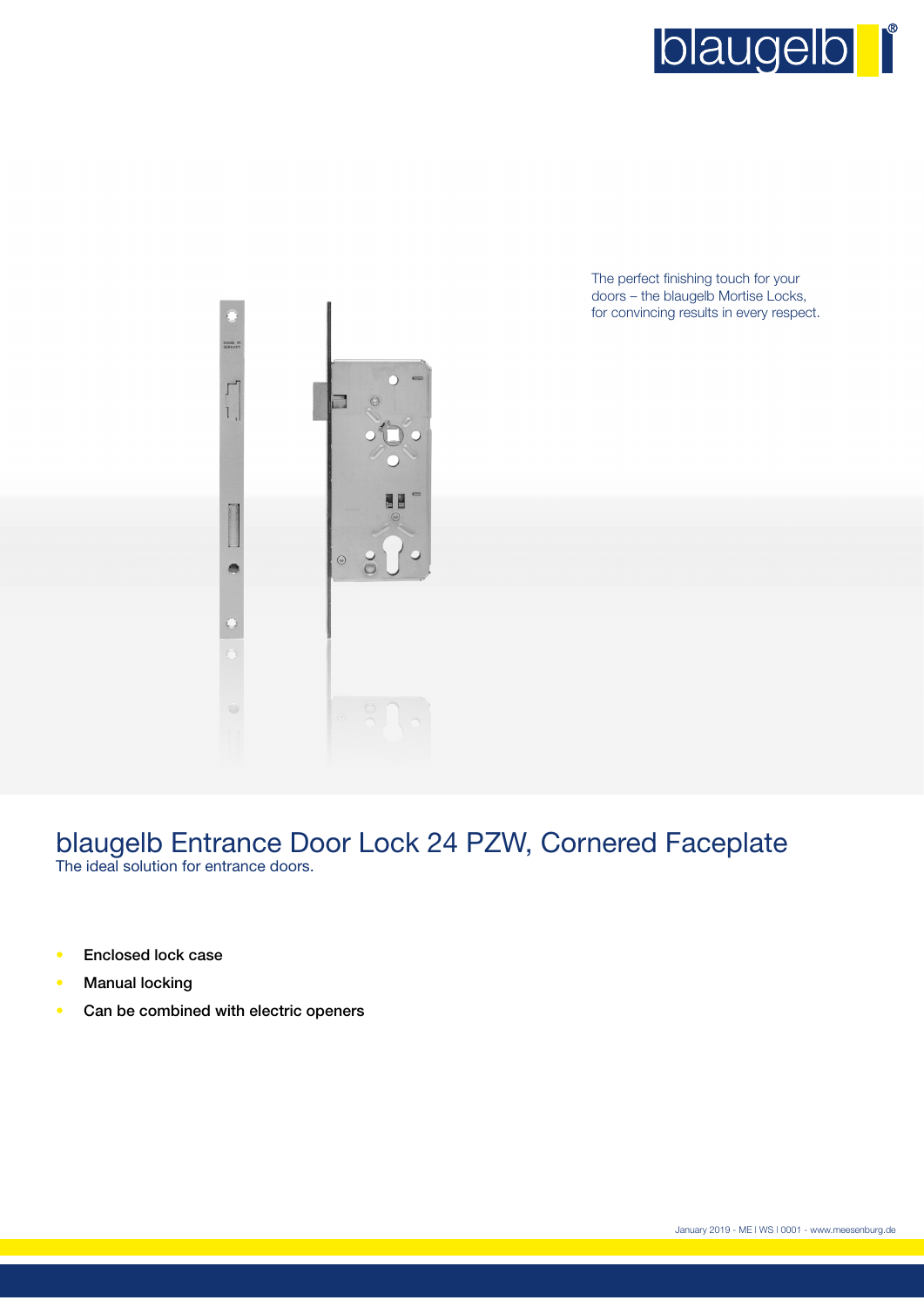The perfect finishing touch for your doors – the blaugelb Mortise Locks, for convincing results in every respect.

# blaugelb Entrance Door Lock 24 PZW, Cornered Faceplate

The ideal solution for entrance doors.

- Enclosed lock case
- Manual locking
- Can be combined with electric openers

January 2019 - ME | WS | 0001 - www.meesenburg.de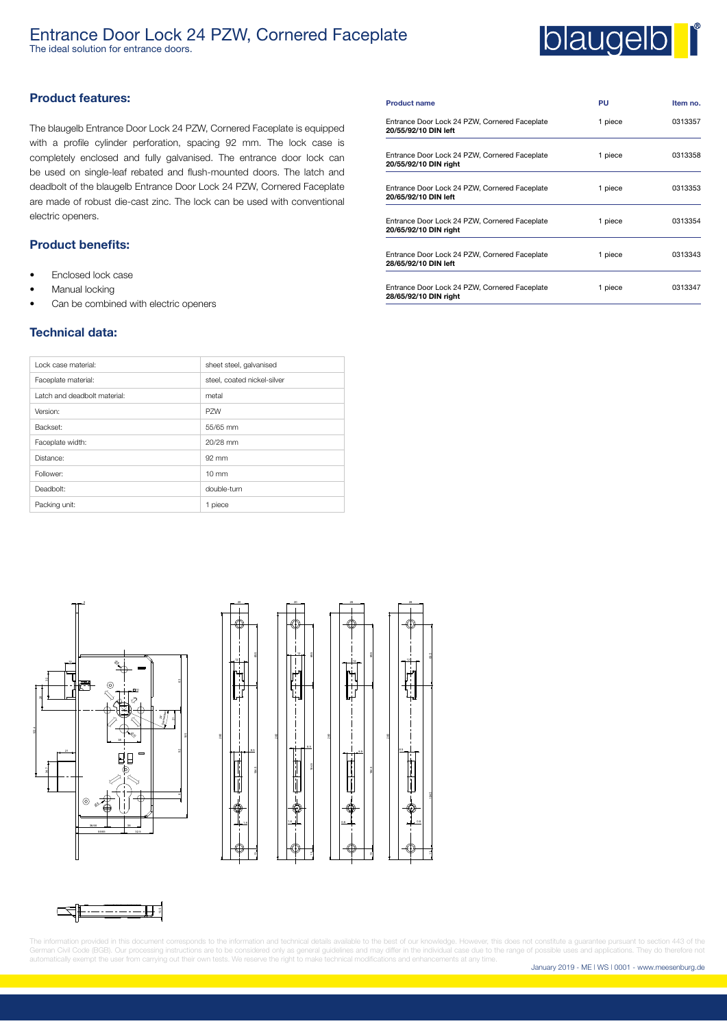# Entrance Door Lock 24 PZW, Cornered Faceplate

The ideal solution for entrance doors.

## Product features:

The blaugelb Entrance Door Lock 24 PZW, Cornered Faceplate is equipped with a profile cylinder perforation, spacing 92 mm. The lock case is completely enclosed and fully galvanised. The entrance door lock can be used on single-leaf rebated and flush-mounted doors. The latch and deadbolt of the blaugelb Entrance Door Lock 24 PZW, Cornered Faceplate are made of robust die-cast zinc. The lock can be used with conventional electric openers.

## Product benefits:

- Enclosed lock case
- Manual locking
- Can be combined with electric openers

## Technical data:

| | |
|---|---|
| Lock case material: | sheet steel, galvanised |
| Faceplate material: | steel, coated nickel-silver |
| Latch and deadbolt material: | metal |
| Version: | PZW |
| Backset: | 55/65 mm |
| Faceplate width: | 20/28 mm |
| Distance: | 92 mm |
| Follower: | 10 mm |
| Deadbolt: | double-turn |
| Packing unit: | 1 piece |

| Product name | PU | Item no. |
|---|---|---|
| Entrance Door Lock 24 PZW, Cornered Faceplate **20/55/92/10 DIN left** | 1 piece | 0313357 |
| Entrance Door Lock 24 PZW, Cornered Faceplate **20/55/92/10 DIN right** | 1 piece | 0313358 |
| Entrance Door Lock 24 PZW, Cornered Faceplate **20/65/92/10 DIN left** | 1 piece | 0313353 |
| Entrance Door Lock 24 PZW, Cornered Faceplate **20/65/92/10 DIN right** | 1 piece | 0313354 |
| Entrance Door Lock 24 PZW, Cornered Faceplate **28/65/92/10 DIN left** | 1 piece | 0313343 |
| Entrance Door Lock 24 PZW, Cornered Faceplate **28/65/92/10 DIN right** | 1 piece | 0313347 |

The information provided in this document corresponds to the information and technical details available to the best of our knowledge. However, this does not constitute a guarantee pursuant to section 443 of the German Civil Code (BGB). Our processing instructions are to be considered only as general guidelines and may differ in the individual case due to the range of possible uses and applications. They do therefore not automatically exempt the user from carrying out their own tests. We reserve the right to make technical modifications and enhancements at any time.

January 2019 - ME | WS | 0001 - www.meesenburg.de